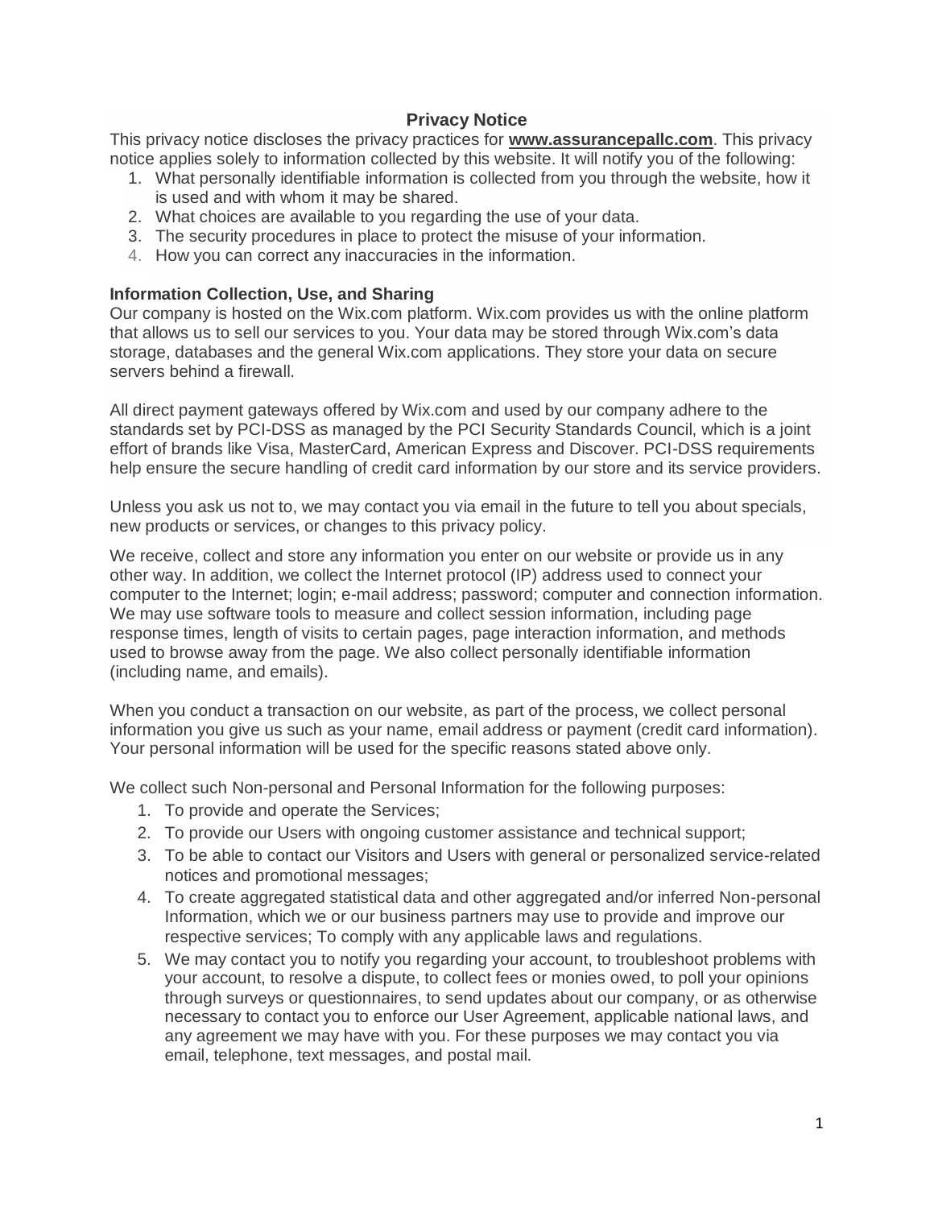# Privacy Notice

This privacy notice discloses the privacy practices for **www.assurancepallc.com**. This privacy notice applies solely to information collected by this website. It will notify you of the following:

1. What personally identifiable information is collected from you through the website, how it is used and with whom it may be shared.
2. What choices are available to you regarding the use of your data.
3. The security procedures in place to protect the misuse of your information.
4. How you can correct any inaccuracies in the information.

### Information Collection, Use, and Sharing

Our company is hosted on the Wix.com platform. Wix.com provides us with the online platform that allows us to sell our services to you. Your data may be stored through Wix.com's data storage, databases and the general Wix.com applications. They store your data on secure servers behind a firewall.

All direct payment gateways offered by Wix.com and used by our company adhere to the standards set by PCI-DSS as managed by the PCI Security Standards Council, which is a joint effort of brands like Visa, MasterCard, American Express and Discover. PCI-DSS requirements help ensure the secure handling of credit card information by our store and its service providers.

Unless you ask us not to, we may contact you via email in the future to tell you about specials, new products or services, or changes to this privacy policy.

We receive, collect and store any information you enter on our website or provide us in any other way. In addition, we collect the Internet protocol (IP) address used to connect your computer to the Internet; login; e-mail address; password; computer and connection information. We may use software tools to measure and collect session information, including page response times, length of visits to certain pages, page interaction information, and methods used to browse away from the page. We also collect personally identifiable information (including name, and emails).

When you conduct a transaction on our website, as part of the process, we collect personal information you give us such as your name, email address or payment (credit card information). Your personal information will be used for the specific reasons stated above only.

We collect such Non-personal and Personal Information for the following purposes:

1. To provide and operate the Services;
2. To provide our Users with ongoing customer assistance and technical support;
3. To be able to contact our Visitors and Users with general or personalized service-related notices and promotional messages;
4. To create aggregated statistical data and other aggregated and/or inferred Non-personal Information, which we or our business partners may use to provide and improve our respective services; To comply with any applicable laws and regulations.
5. We may contact you to notify you regarding your account, to troubleshoot problems with your account, to resolve a dispute, to collect fees or monies owed, to poll your opinions through surveys or questionnaires, to send updates about our company, or as otherwise necessary to contact you to enforce our User Agreement, applicable national laws, and any agreement we may have with you. For these purposes we may contact you via email, telephone, text messages, and postal mail.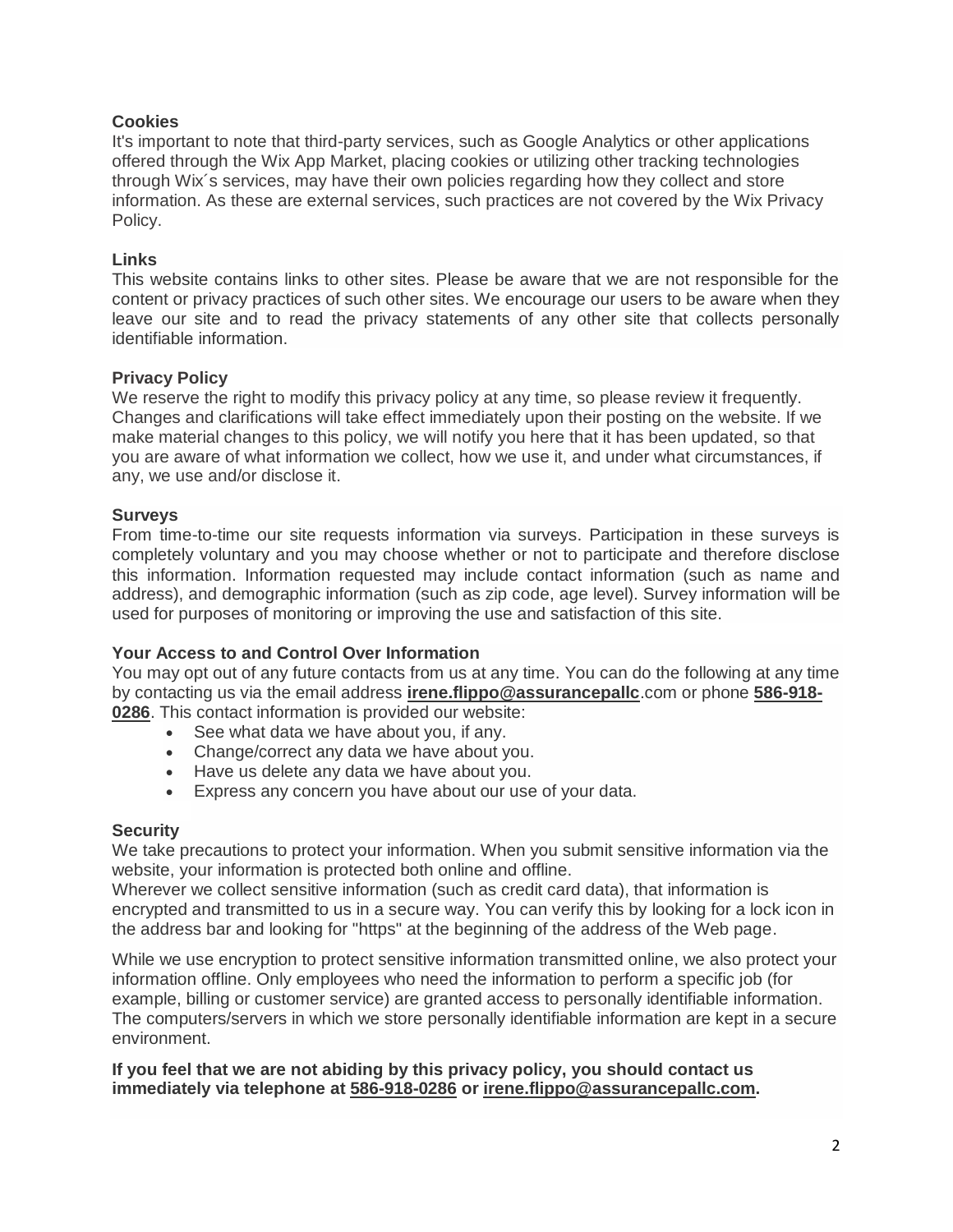**Cookies**

It's important to note that third-party services, such as Google Analytics or other applications offered through the Wix App Market, placing cookies or utilizing other tracking technologies through Wix´s services, may have their own policies regarding how they collect and store information. As these are external services, such practices are not covered by the Wix Privacy Policy.

**Links**

This website contains links to other sites. Please be aware that we are not responsible for the content or privacy practices of such other sites. We encourage our users to be aware when they leave our site and to read the privacy statements of any other site that collects personally identifiable information.

**Privacy Policy**

We reserve the right to modify this privacy policy at any time, so please review it frequently. Changes and clarifications will take effect immediately upon their posting on the website. If we make material changes to this policy, we will notify you here that it has been updated, so that you are aware of what information we collect, how we use it, and under what circumstances, if any, we use and/or disclose it.

**Surveys**

From time-to-time our site requests information via surveys. Participation in these surveys is completely voluntary and you may choose whether or not to participate and therefore disclose this information. Information requested may include contact information (such as name and address), and demographic information (such as zip code, age level). Survey information will be used for purposes of monitoring or improving the use and satisfaction of this site.

**Your Access to and Control Over Information**

You may opt out of any future contacts from us at any time. You can do the following at any time by contacting us via the email address **irene.flippo@assurancepallc**.com or phone **586-918-0286**. This contact information is provided our website:

- See what data we have about you, if any.
- Change/correct any data we have about you.
- Have us delete any data we have about you.
- Express any concern you have about our use of your data.

**Security**

We take precautions to protect your information. When you submit sensitive information via the website, your information is protected both online and offline.

Wherever we collect sensitive information (such as credit card data), that information is encrypted and transmitted to us in a secure way. You can verify this by looking for a lock icon in the address bar and looking for "https" at the beginning of the address of the Web page.

While we use encryption to protect sensitive information transmitted online, we also protect your information offline. Only employees who need the information to perform a specific job (for example, billing or customer service) are granted access to personally identifiable information. The computers/servers in which we store personally identifiable information are kept in a secure environment.

**If you feel that we are not abiding by this privacy policy, you should contact us immediately via telephone at 586-918-0286 or irene.flippo@assurancepallc.com.**